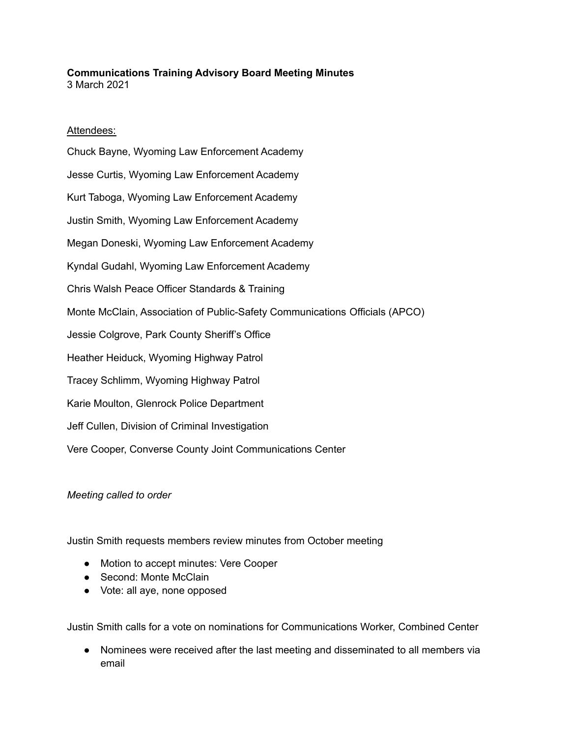**Communications Training Advisory Board Meeting Minutes**
3 March 2021

Attendees:

Chuck Bayne, Wyoming Law Enforcement Academy

Jesse Curtis, Wyoming Law Enforcement Academy

Kurt Taboga, Wyoming Law Enforcement Academy

Justin Smith, Wyoming Law Enforcement Academy

Megan Doneski, Wyoming Law Enforcement Academy

Kyndal Gudahl, Wyoming Law Enforcement Academy

Chris Walsh Peace Officer Standards & Training

Monte McClain, Association of Public-Safety Communications Officials (APCO)

Jessie Colgrove, Park County Sheriff's Office

Heather Heiduck, Wyoming Highway Patrol

Tracey Schlimm, Wyoming Highway Patrol

Karie Moulton, Glenrock Police Department

Jeff Cullen, Division of Criminal Investigation

Vere Cooper, Converse County Joint Communications Center

*Meeting called to order*

Justin Smith requests members review minutes from October meeting

- Motion to accept minutes: Vere Cooper
- Second: Monte McClain
- Vote: all aye, none opposed

Justin Smith calls for a vote on nominations for Communications Worker, Combined Center

- Nominees were received after the last meeting and disseminated to all members via email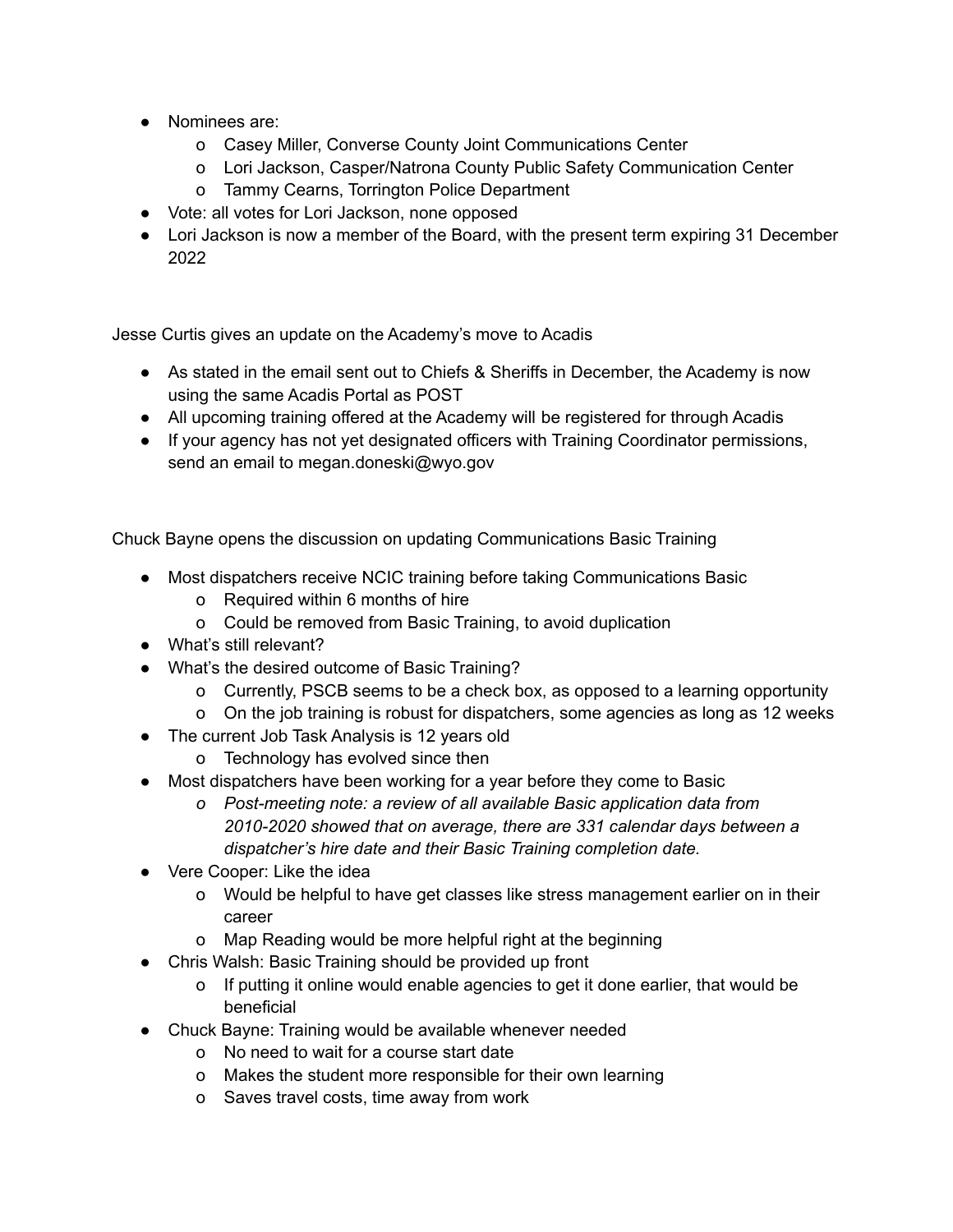- Nominees are:
  - Casey Miller, Converse County Joint Communications Center
  - Lori Jackson, Casper/Natrona County Public Safety Communication Center
  - Tammy Cearns, Torrington Police Department
- Vote: all votes for Lori Jackson, none opposed
- Lori Jackson is now a member of the Board, with the present term expiring 31 December 2022

Jesse Curtis gives an update on the Academy's move to Acadis

- As stated in the email sent out to Chiefs & Sheriffs in December, the Academy is now using the same Acadis Portal as POST
- All upcoming training offered at the Academy will be registered for through Acadis
- If your agency has not yet designated officers with Training Coordinator permissions, send an email to megan.doneski@wyo.gov

Chuck Bayne opens the discussion on updating Communications Basic Training

- Most dispatchers receive NCIC training before taking Communications Basic
  - Required within 6 months of hire
  - Could be removed from Basic Training, to avoid duplication
- What's still relevant?
- What's the desired outcome of Basic Training?
  - Currently, PSCB seems to be a check box, as opposed to a learning opportunity
  - On the job training is robust for dispatchers, some agencies as long as 12 weeks
- The current Job Task Analysis is 12 years old
  - Technology has evolved since then
- Most dispatchers have been working for a year before they come to Basic
  - *Post-meeting note: a review of all available Basic application data from 2010-2020 showed that on average, there are 331 calendar days between a dispatcher's hire date and their Basic Training completion date.*
- Vere Cooper: Like the idea
  - Would be helpful to have get classes like stress management earlier on in their career
  - Map Reading would be more helpful right at the beginning
- Chris Walsh: Basic Training should be provided up front
  - If putting it online would enable agencies to get it done earlier, that would be beneficial
- Chuck Bayne: Training would be available whenever needed
  - No need to wait for a course start date
  - Makes the student more responsible for their own learning
  - Saves travel costs, time away from work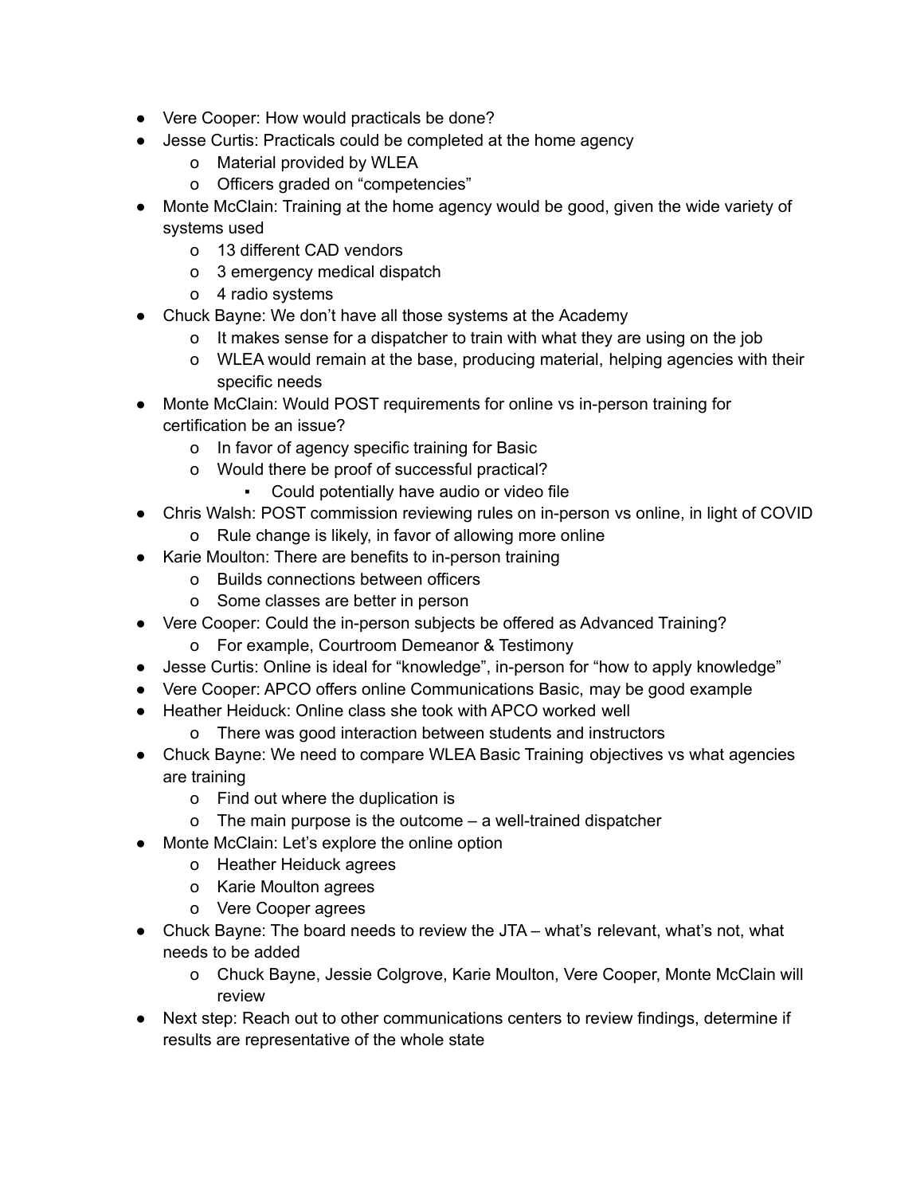- Vere Cooper: How would practicals be done?
- Jesse Curtis: Practicals could be completed at the home agency
  - Material provided by WLEA
  - Officers graded on "competencies"
- Monte McClain: Training at the home agency would be good, given the wide variety of systems used
  - 13 different CAD vendors
  - 3 emergency medical dispatch
  - 4 radio systems
- Chuck Bayne: We don't have all those systems at the Academy
  - It makes sense for a dispatcher to train with what they are using on the job
  - WLEA would remain at the base, producing material, helping agencies with their specific needs
- Monte McClain: Would POST requirements for online vs in-person training for certification be an issue?
  - In favor of agency specific training for Basic
  - Would there be proof of successful practical?
    - Could potentially have audio or video file
- Chris Walsh: POST commission reviewing rules on in-person vs online, in light of COVID
  - Rule change is likely, in favor of allowing more online
- Karie Moulton: There are benefits to in-person training
  - Builds connections between officers
  - Some classes are better in person
- Vere Cooper: Could the in-person subjects be offered as Advanced Training?
  - For example, Courtroom Demeanor & Testimony
- Jesse Curtis: Online is ideal for "knowledge", in-person for "how to apply knowledge"
- Vere Cooper: APCO offers online Communications Basic, may be good example
- Heather Heiduck: Online class she took with APCO worked well
  - There was good interaction between students and instructors
- Chuck Bayne: We need to compare WLEA Basic Training objectives vs what agencies are training
  - Find out where the duplication is
  - The main purpose is the outcome – a well-trained dispatcher
- Monte McClain: Let's explore the online option
  - Heather Heiduck agrees
  - Karie Moulton agrees
  - Vere Cooper agrees
- Chuck Bayne: The board needs to review the JTA – what's relevant, what's not, what needs to be added
  - Chuck Bayne, Jessie Colgrove, Karie Moulton, Vere Cooper, Monte McClain will review
- Next step: Reach out to other communications centers to review findings, determine if results are representative of the whole state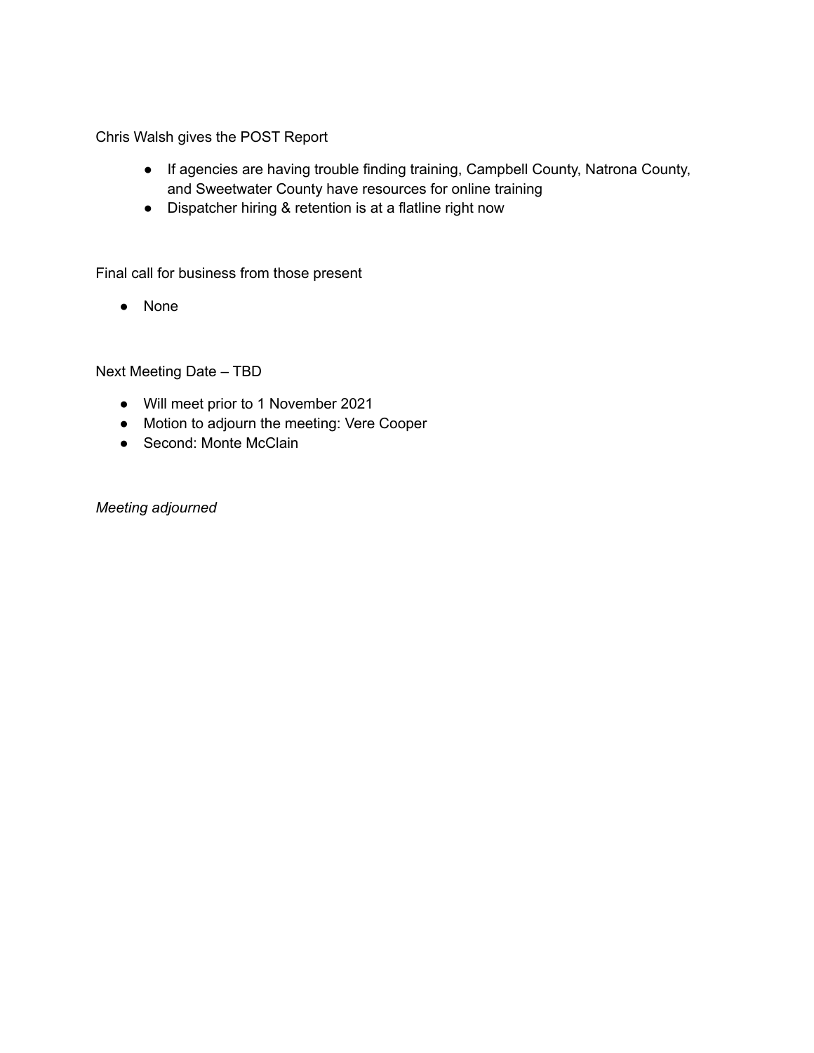Chris Walsh gives the POST Report

- If agencies are having trouble finding training, Campbell County, Natrona County, and Sweetwater County have resources for online training
- Dispatcher hiring & retention is at a flatline right now

Final call for business from those present

- None

Next Meeting Date – TBD

- Will meet prior to 1 November 2021
- Motion to adjourn the meeting: Vere Cooper
- Second: Monte McClain

*Meeting adjourned*